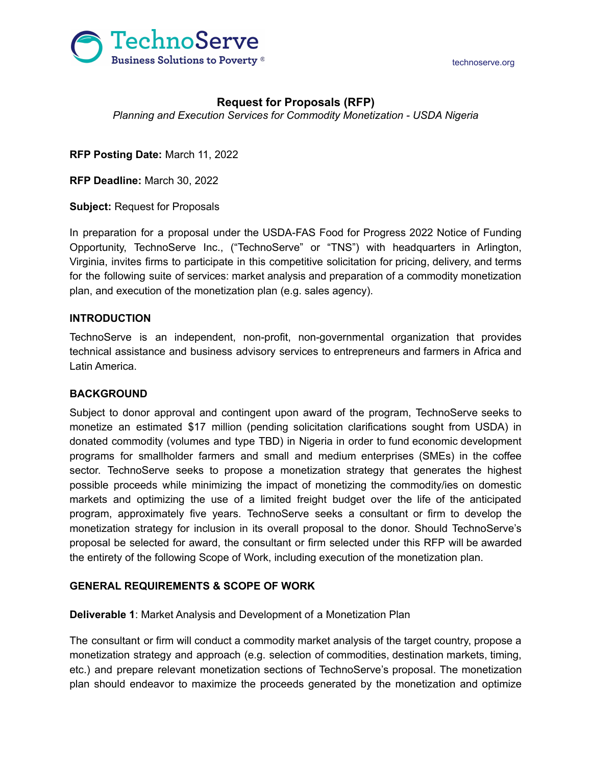TechnoServe
Business Solutions to Poverty ®

technoserve.org

# Request for Proposals (RFP)

*Planning and Execution Services for Commodity Monetization - USDA Nigeria*

**RFP Posting Date:** March 11, 2022

**RFP Deadline:** March 30, 2022

**Subject:** Request for Proposals

In preparation for a proposal under the USDA-FAS Food for Progress 2022 Notice of Funding Opportunity, TechnoServe Inc., ("TechnoServe" or "TNS") with headquarters in Arlington, Virginia, invites firms to participate in this competitive solicitation for pricing, delivery, and terms for the following suite of services: market analysis and preparation of a commodity monetization plan, and execution of the monetization plan (e.g. sales agency).

## INTRODUCTION

TechnoServe is an independent, non-profit, non-governmental organization that provides technical assistance and business advisory services to entrepreneurs and farmers in Africa and Latin America.

## BACKGROUND

Subject to donor approval and contingent upon award of the program, TechnoServe seeks to monetize an estimated $17 million (pending solicitation clarifications sought from USDA) in donated commodity (volumes and type TBD) in Nigeria in order to fund economic development programs for smallholder farmers and small and medium enterprises (SMEs) in the coffee sector. TechnoServe seeks to propose a monetization strategy that generates the highest possible proceeds while minimizing the impact of monetizing the commodity/ies on domestic markets and optimizing the use of a limited freight budget over the life of the anticipated program, approximately five years. TechnoServe seeks a consultant or firm to develop the monetization strategy for inclusion in its overall proposal to the donor. Should TechnoServe's proposal be selected for award, the consultant or firm selected under this RFP will be awarded the entirety of the following Scope of Work, including execution of the monetization plan.

## GENERAL REQUIREMENTS & SCOPE OF WORK

**Deliverable 1**: Market Analysis and Development of a Monetization Plan

The consultant or firm will conduct a commodity market analysis of the target country, propose a monetization strategy and approach (e.g. selection of commodities, destination markets, timing, etc.) and prepare relevant monetization sections of TechnoServe's proposal. The monetization plan should endeavor to maximize the proceeds generated by the monetization and optimize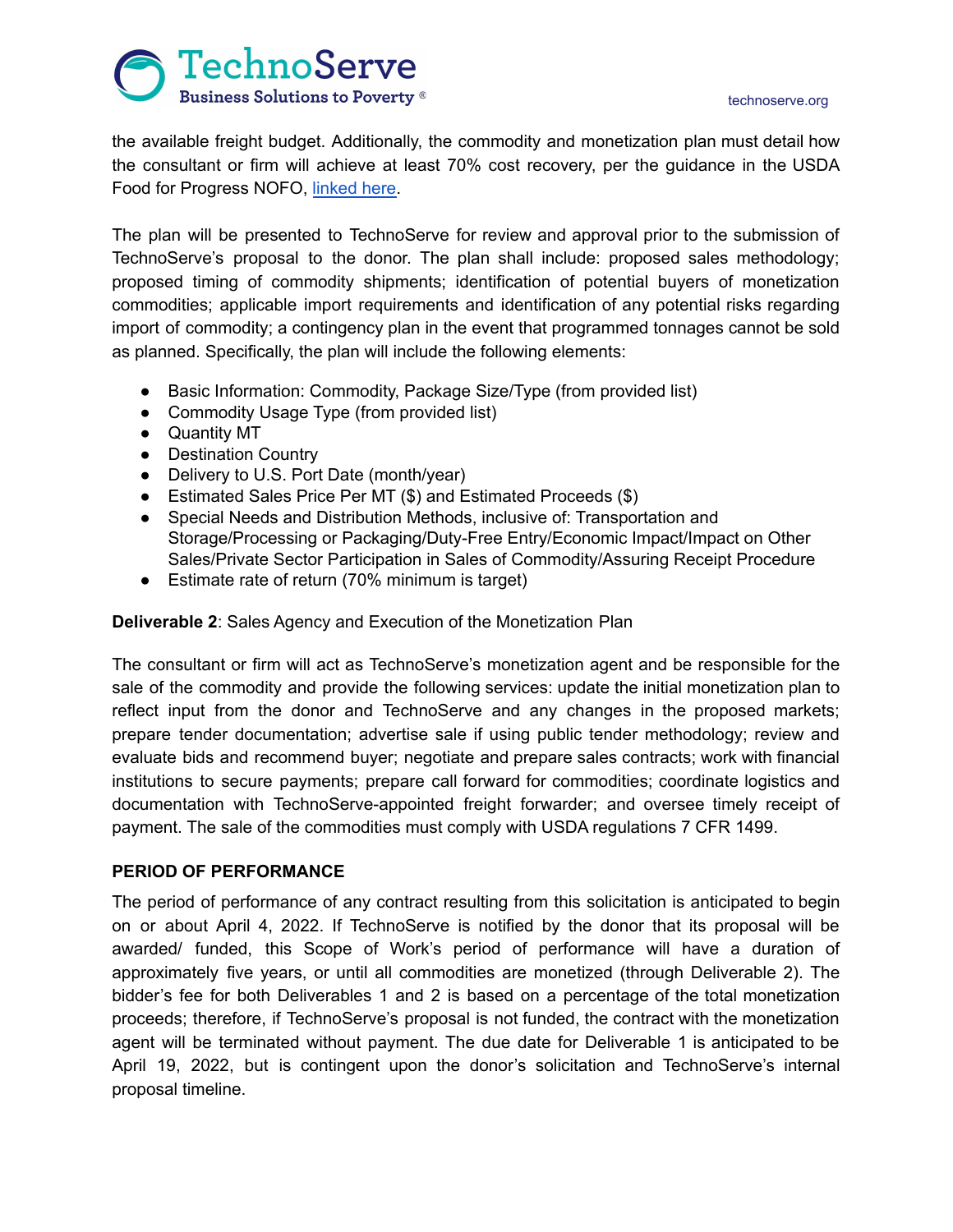the available freight budget. Additionally, the commodity and monetization plan must detail how the consultant or firm will achieve at least 70% cost recovery, per the guidance in the USDA Food for Progress NOFO, linked here.

The plan will be presented to TechnoServe for review and approval prior to the submission of TechnoServe's proposal to the donor. The plan shall include: proposed sales methodology; proposed timing of commodity shipments; identification of potential buyers of monetization commodities; applicable import requirements and identification of any potential risks regarding import of commodity; a contingency plan in the event that programmed tonnages cannot be sold as planned. Specifically, the plan will include the following elements:

- Basic Information: Commodity, Package Size/Type (from provided list)
- Commodity Usage Type (from provided list)
- Quantity MT
- Destination Country
- Delivery to U.S. Port Date (month/year)
- Estimated Sales Price Per MT ($) and Estimated Proceeds ($)
- Special Needs and Distribution Methods, inclusive of: Transportation and Storage/Processing or Packaging/Duty-Free Entry/Economic Impact/Impact on Other Sales/Private Sector Participation in Sales of Commodity/Assuring Receipt Procedure
- Estimate rate of return (70% minimum is target)

**Deliverable 2**: Sales Agency and Execution of the Monetization Plan

The consultant or firm will act as TechnoServe's monetization agent and be responsible for the sale of the commodity and provide the following services: update the initial monetization plan to reflect input from the donor and TechnoServe and any changes in the proposed markets; prepare tender documentation; advertise sale if using public tender methodology; review and evaluate bids and recommend buyer; negotiate and prepare sales contracts; work with financial institutions to secure payments; prepare call forward for commodities; coordinate logistics and documentation with TechnoServe-appointed freight forwarder; and oversee timely receipt of payment. The sale of the commodities must comply with USDA regulations 7 CFR 1499.

**PERIOD OF PERFORMANCE**

The period of performance of any contract resulting from this solicitation is anticipated to begin on or about April 4, 2022. If TechnoServe is notified by the donor that its proposal will be awarded/ funded, this Scope of Work's period of performance will have a duration of approximately five years, or until all commodities are monetized (through Deliverable 2). The bidder's fee for both Deliverables 1 and 2 is based on a percentage of the total monetization proceeds; therefore, if TechnoServe's proposal is not funded, the contract with the monetization agent will be terminated without payment. The due date for Deliverable 1 is anticipated to be April 19, 2022, but is contingent upon the donor's solicitation and TechnoServe's internal proposal timeline.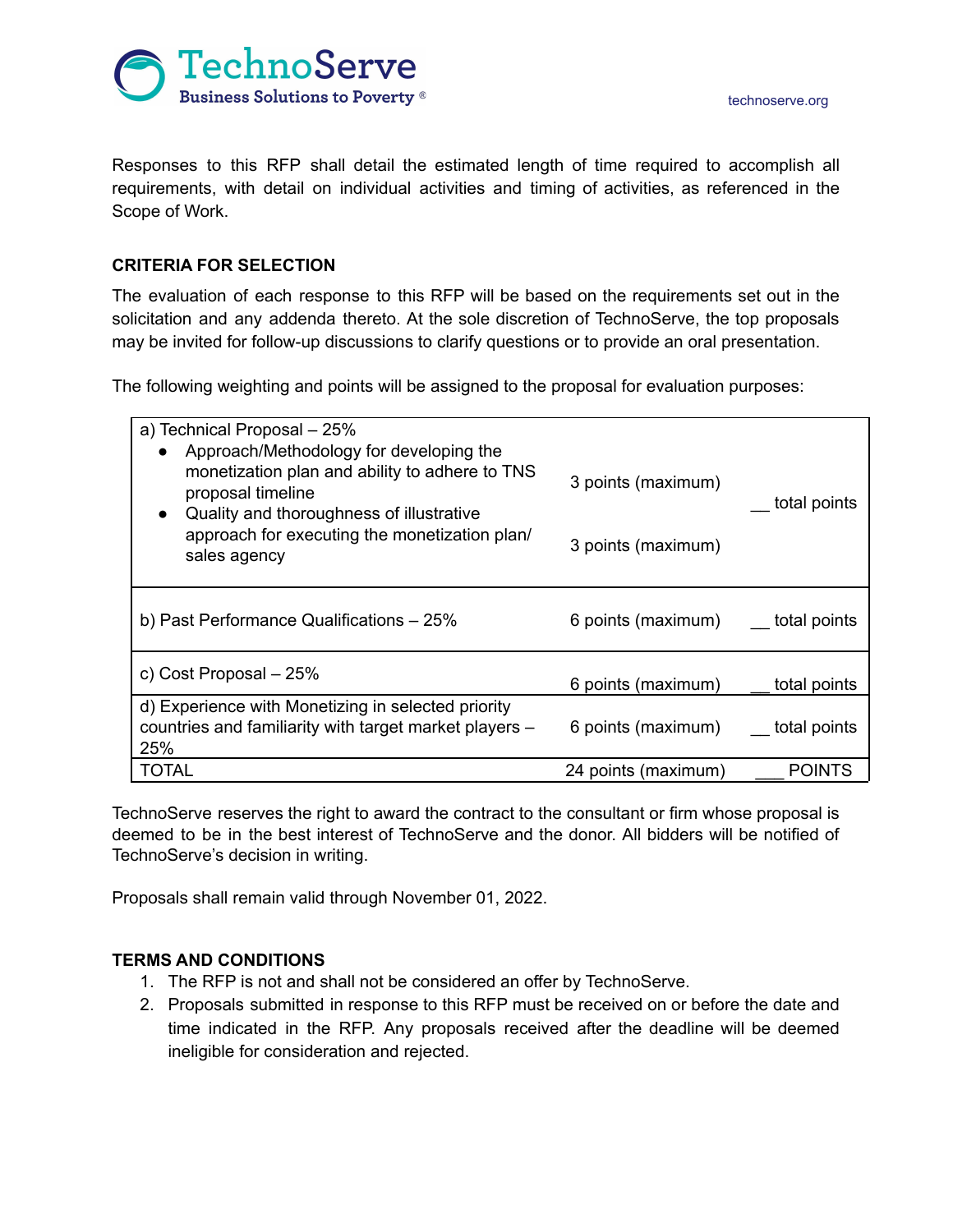Responses to this RFP shall detail the estimated length of time required to accomplish all requirements, with detail on individual activities and timing of activities, as referenced in the Scope of Work.

## CRITERIA FOR SELECTION

The evaluation of each response to this RFP will be based on the requirements set out in the solicitation and any addenda thereto. At the sole discretion of TechnoServe, the top proposals may be invited for follow-up discussions to clarify questions or to provide an oral presentation.

The following weighting and points will be assigned to the proposal for evaluation purposes:

| Criteria | Points | Total |
|---|---|---|
| a) Technical Proposal – 25%<br>• Approach/Methodology for developing the monetization plan and ability to adhere to TNS proposal timeline<br>• Quality and thoroughness of illustrative approach for executing the monetization plan/ sales agency | 3 points (maximum)<br><br>3 points (maximum) | __ total points |
| b) Past Performance Qualifications – 25% | 6 points (maximum) | __ total points |
| c) Cost Proposal – 25% | 6 points (maximum) | __ total points |
| d) Experience with Monetizing in selected priority countries and familiarity with target market players – 25% | 6 points (maximum) | __ total points |
| TOTAL | 24 points (maximum) | ___ POINTS |

TechnoServe reserves the right to award the contract to the consultant or firm whose proposal is deemed to be in the best interest of TechnoServe and the donor. All bidders will be notified of TechnoServe's decision in writing.

Proposals shall remain valid through November 01, 2022.

## TERMS AND CONDITIONS

1. The RFP is not and shall not be considered an offer by TechnoServe.
2. Proposals submitted in response to this RFP must be received on or before the date and time indicated in the RFP. Any proposals received after the deadline will be deemed ineligible for consideration and rejected.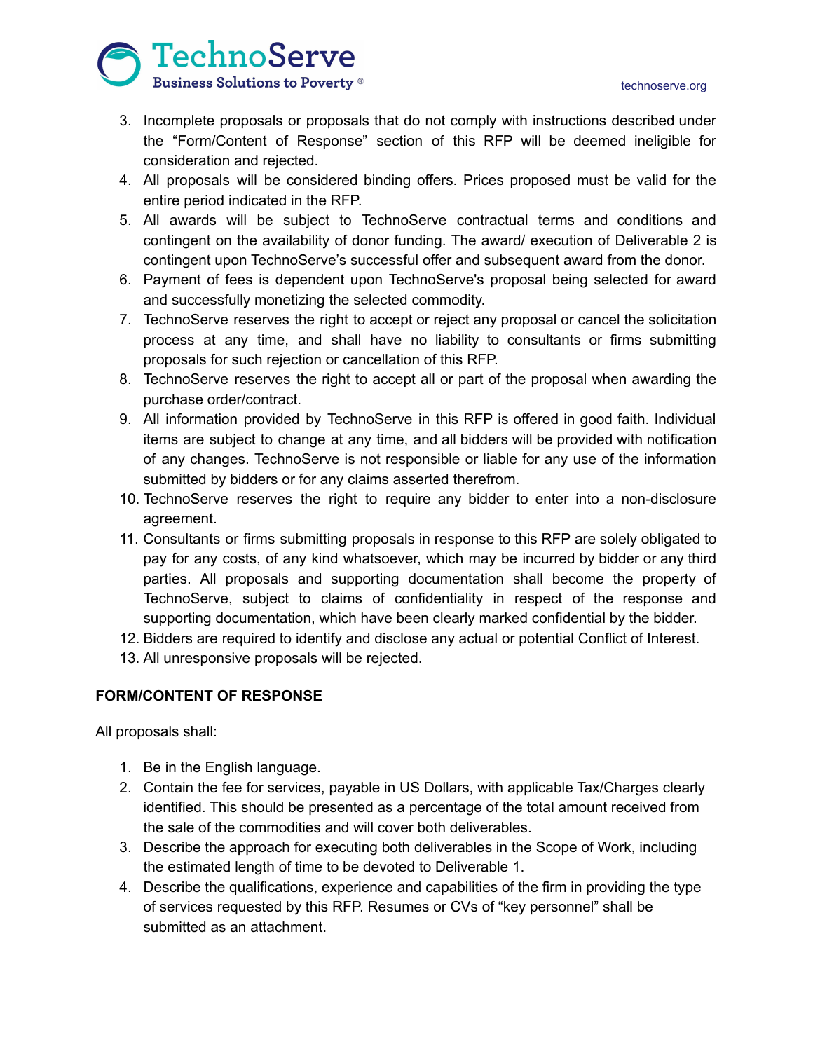3. Incomplete proposals or proposals that do not comply with instructions described under the "Form/Content of Response" section of this RFP will be deemed ineligible for consideration and rejected.
4. All proposals will be considered binding offers. Prices proposed must be valid for the entire period indicated in the RFP.
5. All awards will be subject to TechnoServe contractual terms and conditions and contingent on the availability of donor funding. The award/ execution of Deliverable 2 is contingent upon TechnoServe's successful offer and subsequent award from the donor.
6. Payment of fees is dependent upon TechnoServe's proposal being selected for award and successfully monetizing the selected commodity.
7. TechnoServe reserves the right to accept or reject any proposal or cancel the solicitation process at any time, and shall have no liability to consultants or firms submitting proposals for such rejection or cancellation of this RFP.
8. TechnoServe reserves the right to accept all or part of the proposal when awarding the purchase order/contract.
9. All information provided by TechnoServe in this RFP is offered in good faith. Individual items are subject to change at any time, and all bidders will be provided with notification of any changes. TechnoServe is not responsible or liable for any use of the information submitted by bidders or for any claims asserted therefrom.
10. TechnoServe reserves the right to require any bidder to enter into a non-disclosure agreement.
11. Consultants or firms submitting proposals in response to this RFP are solely obligated to pay for any costs, of any kind whatsoever, which may be incurred by bidder or any third parties. All proposals and supporting documentation shall become the property of TechnoServe, subject to claims of confidentiality in respect of the response and supporting documentation, which have been clearly marked confidential by the bidder.
12. Bidders are required to identify and disclose any actual or potential Conflict of Interest.
13. All unresponsive proposals will be rejected.

**FORM/CONTENT OF RESPONSE**

All proposals shall:

1. Be in the English language.
2. Contain the fee for services, payable in US Dollars, with applicable Tax/Charges clearly identified. This should be presented as a percentage of the total amount received from the sale of the commodities and will cover both deliverables.
3. Describe the approach for executing both deliverables in the Scope of Work, including the estimated length of time to be devoted to Deliverable 1.
4. Describe the qualifications, experience and capabilities of the firm in providing the type of services requested by this RFP. Resumes or CVs of "key personnel" shall be submitted as an attachment.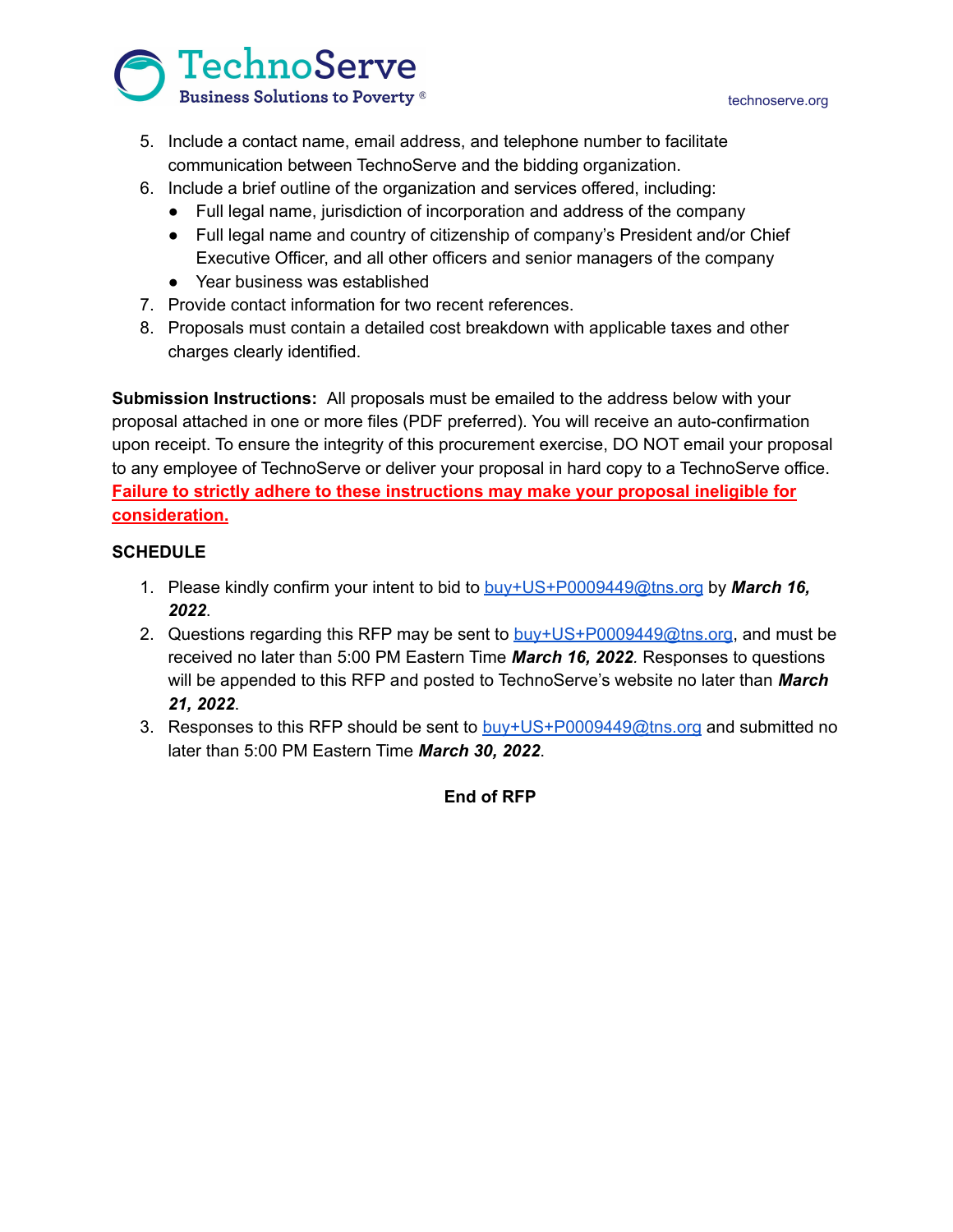5. Include a contact name, email address, and telephone number to facilitate communication between TechnoServe and the bidding organization.
6. Include a brief outline of the organization and services offered, including:
   - Full legal name, jurisdiction of incorporation and address of the company
   - Full legal name and country of citizenship of company's President and/or Chief Executive Officer, and all other officers and senior managers of the company
   - Year business was established
7. Provide contact information for two recent references.
8. Proposals must contain a detailed cost breakdown with applicable taxes and other charges clearly identified.

**Submission Instructions:** All proposals must be emailed to the address below with your proposal attached in one or more files (PDF preferred). You will receive an auto-confirmation upon receipt. To ensure the integrity of this procurement exercise, DO NOT email your proposal to any employee of TechnoServe or deliver your proposal in hard copy to a TechnoServe office. **Failure to strictly adhere to these instructions may make your proposal ineligible for consideration.**

**SCHEDULE**

1. Please kindly confirm your intent to bid to buy+US+P0009449@tns.org by ***March 16, 2022***.
2. Questions regarding this RFP may be sent to buy+US+P0009449@tns.org, and must be received no later than 5:00 PM Eastern Time ***March 16, 2022****.* Responses to questions will be appended to this RFP and posted to TechnoServe's website no later than ***March 21, 2022***.
3. Responses to this RFP should be sent to buy+US+P0009449@tns.org and submitted no later than 5:00 PM Eastern Time ***March 30, 2022***.

**End of RFP**